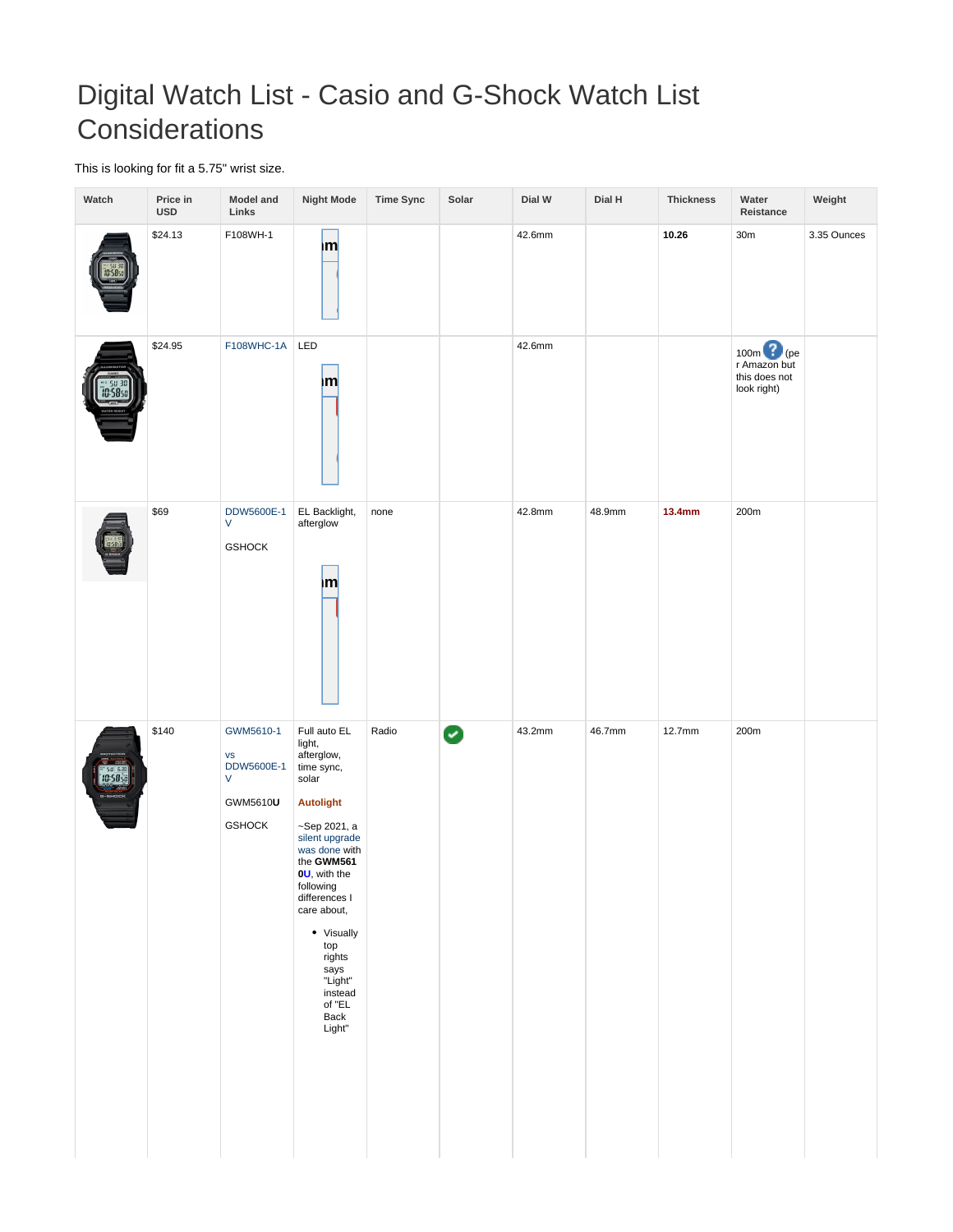# Digital Watch List - Casio and G-Shock Watch List Considerations

This is looking for fit a 5.75" wrist size.

| Watch | Price in USD | Model and Links | Night Mode | Time Sync | Solar | Dial W | Dial H | Thickness | Water Reistance | Weight |
|---|---|---|---|---|---|---|---|---|---|---|
| | $24.13 | F108WH-1 | | | | 42.6mm | | **10.26** | 30m | 3.35 Ounces |
| | $24.95 | F108WHC-1A | LED | | | 42.6mm | | | 100m (per Amazon but this does not look right) | |
| | $69 | DDW5600E-1V<br><br>GSHOCK | EL Backlight, afterglow | none | | 42.8mm | 48.9mm | **13.4mm** | 200m | |
| | $140 | GWM5610-1<br><br>vs DDW5600E-1V<br><br>GWM5610**U**<br><br>GSHOCK | Full auto EL light, afterglow, time sync, solar<br><br>**Autolight**<br><br>~Sep 2021, a silent upgrade was done with the **GWM5610U**, with the following differences I care about,<br><br>• Visually top rights says "Light" instead of "EL Back Light" | Radio | ✔ | 43.2mm | 46.7mm | 12.7mm | 200m | |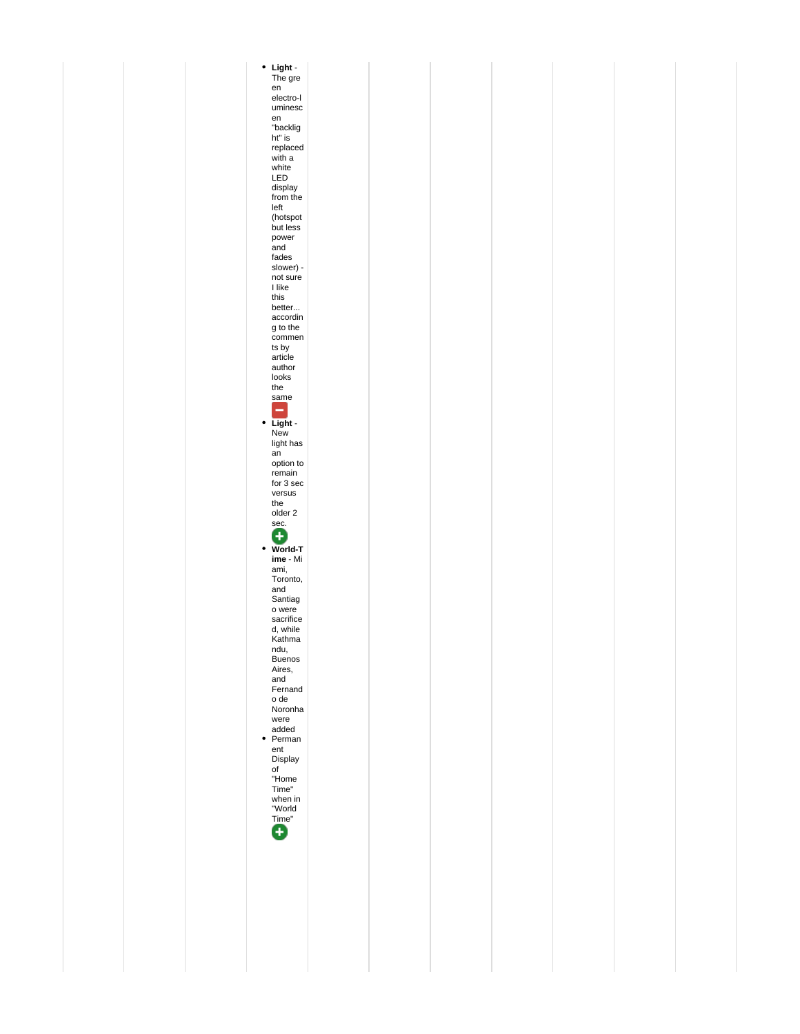- **Light** - The green electro-luminescen "backlight" is replaced with a white LED display from the left (hotspot but less power and fades slower) - not sure I like this better... according to the comments by article author looks the same ➖
- **Light** - New light has an option to remain for 3 sec versus the older 2 sec. ➕
- **World-Time** - Miami, Toronto, and Santiago were sacrificed, while Kathmandu, Buenos Aires, and Fernando de Noronha were added
- Permanent Display of "Home Time" when in "World Time" ➕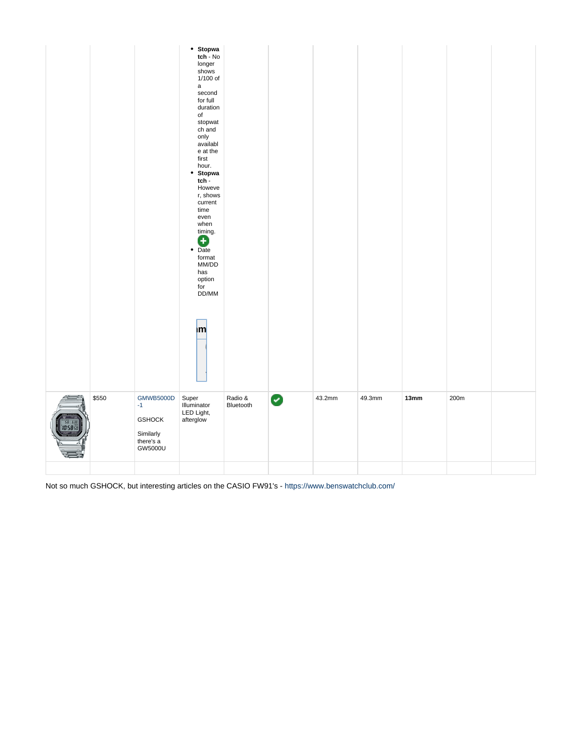| | | | | | | | | | | |
|---|---|---|---|---|---|---|---|---|---|---|
| | | | • **Stopwatch** - No longer shows 1/100 of a second for full duration of stopwatch and only available at the first hour.<br>• **Stopwatch** - However, shows current time even when timing.<br>• Date format MM/DD has option for DD/MM | | | | | | | |
| | $550 | GMWB5000D-1<br><br>GSHOCK<br><br>Similarly there's a GW5000U | Super Illuminator LED Light, afterglow | Radio & Bluetooth | ✔ | 43.2mm | 49.3mm | **13mm** | 200m | |
| | | | | | | | | | | |

Not so much GSHOCK, but interesting articles on the CASIO FW91's - https://www.benswatchclub.com/